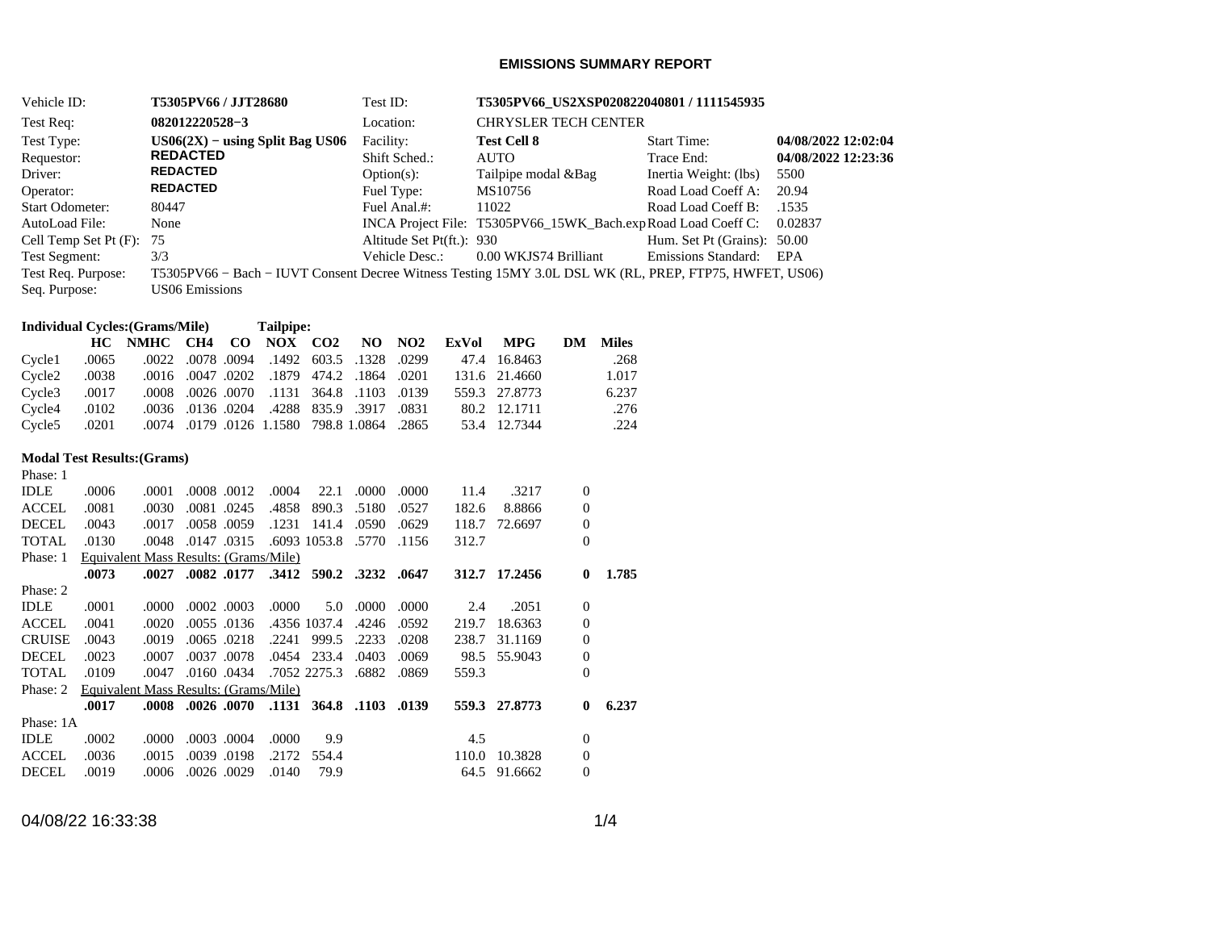# EMISSIONS SUMMARY REPORT

| | | | | | |
|---|---|---|---|---|---|
| Vehicle ID: | **T5305PV66 / JJT28680** | Test ID: | **T5305PV66_US2XSP020822040801 / 1111545935** | | |
| Test Req: | **082012220528−3** | Location: | CHRYSLER TECH CENTER | | |
| Test Type: | **US06(2X) − using Split Bag US06** | Facility: | **Test Cell 8** | Start Time: | **04/08/2022 12:02:04** |
| Requestor: | **REDACTED** | Shift Sched.: | AUTO | Trace End: | **04/08/2022 12:23:36** |
| Driver: | **REDACTED** | Option(s): | Tailpipe modal &Bag | Inertia Weight: (lbs) | 5500 |
| Operator: | **REDACTED** | Fuel Type: | MS10756 | Road Load Coeff A: | 20.94 |
| Start Odometer: | 80447 | Fuel Anal.#: | 11022 | Road Load Coeff B: | .1535 |
| AutoLoad File: | None | INCA Project File: | T5305PV66_15WK_Bach.exp | Road Load Coeff C: | 0.02837 |
| Cell Temp Set Pt (F): | 75 | Altitude Set Pt(ft.): | 930 | Hum. Set Pt (Grains): | 50.00 |
| Test Segment: | 3/3 | Vehicle Desc.: | 0.00 WKJS74 Brilliant | Emissions Standard: | EPA |

Test Req. Purpose: T5305PV66 − Bach − IUVT Consent Decree Witness Testing 15MY 3.0L DSL WK (RL, PREP, FTP75, HWFET, US06)

Seq. Purpose: US06 Emissions

**Individual Cycles:(Grams/Mile)** **Tailpipe:**

| | HC | NMHC | CH4 | CO | NOX | CO2 | NO | NO2 | ExVol | MPG | DM | Miles |
|---|---|---|---|---|---|---|---|---|---|---|---|---|
| Cycle1 | .0065 | .0022 | .0078 | .0094 | .1492 | 603.5 | .1328 | .0299 | 47.4 | 16.8463 | | .268 |
| Cycle2 | .0038 | .0016 | .0047 | .0202 | .1879 | 474.2 | .1864 | .0201 | 131.6 | 21.4660 | | 1.017 |
| Cycle3 | .0017 | .0008 | .0026 | .0070 | .1131 | 364.8 | .1103 | .0139 | 559.3 | 27.8773 | | 6.237 |
| Cycle4 | .0102 | .0036 | .0136 | .0204 | .4288 | 835.9 | .3917 | .0831 | 80.2 | 12.1711 | | .276 |
| Cycle5 | .0201 | .0074 | .0179 | .0126 | 1.1580 | 798.8 | 1.0864 | .2865 | 53.4 | 12.7344 | | .224 |

**Modal Test Results:(Grams)**

| | HC | NMHC | CH4 | CO | NOX | CO2 | NO | NO2 | ExVol | MPG | DM | Miles |
|---|---|---|---|---|---|---|---|---|---|---|---|---|
| Phase: 1 | | | | | | | | | | | | |
| IDLE | .0006 | .0001 | .0008 | .0012 | .0004 | 22.1 | .0000 | .0000 | 11.4 | .3217 | 0 | |
| ACCEL | .0081 | .0030 | .0081 | .0245 | .4858 | 890.3 | .5180 | .0527 | 182.6 | 8.8866 | 0 | |
| DECEL | .0043 | .0017 | .0058 | .0059 | .1231 | 141.4 | .0590 | .0629 | 118.7 | 72.6697 | 0 | |
| TOTAL | .0130 | .0048 | .0147 | .0315 | .6093 | 1053.8 | .5770 | .1156 | 312.7 | | 0 | |
| Phase: 1 Equivalent Mass Results: (Grams/Mile) | | | | | | | | | | | | |
| | **.0073** | **.0027** | **.0082** | **.0177** | **.3412** | **590.2** | **.3232** | **.0647** | **312.7** | **17.2456** | **0** | **1.785** |
| Phase: 2 | | | | | | | | | | | | |
| IDLE | .0001 | .0000 | .0002 | .0003 | .0000 | 5.0 | .0000 | .0000 | 2.4 | .2051 | 0 | |
| ACCEL | .0041 | .0020 | .0055 | .0136 | .4356 | 1037.4 | .4246 | .0592 | 219.7 | 18.6363 | 0 | |
| CRUISE | .0043 | .0019 | .0065 | .0218 | .2241 | 999.5 | .2233 | .0208 | 238.7 | 31.1169 | 0 | |
| DECEL | .0023 | .0007 | .0037 | .0078 | .0454 | 233.4 | .0403 | .0069 | 98.5 | 55.9043 | 0 | |
| TOTAL | .0109 | .0047 | .0160 | .0434 | .7052 | 2275.3 | .6882 | .0869 | 559.3 | | 0 | |
| Phase: 2 Equivalent Mass Results: (Grams/Mile) | | | | | | | | | | | | |
| | **.0017** | **.0008** | **.0026** | **.0070** | **.1131** | **364.8** | **.1103** | **.0139** | **559.3** | **27.8773** | **0** | **6.237** |
| Phase: 1A | | | | | | | | | | | | |
| IDLE | .0002 | .0000 | .0003 | .0004 | .0000 | 9.9 | | | 4.5 | | 0 | |
| ACCEL | .0036 | .0015 | .0039 | .0198 | .2172 | 554.4 | | | 110.0 | 10.3828 | 0 | |
| DECEL | .0019 | .0006 | .0026 | .0029 | .0140 | 79.9 | | | 64.5 | 91.6662 | 0 | |

04/08/22 16:33:38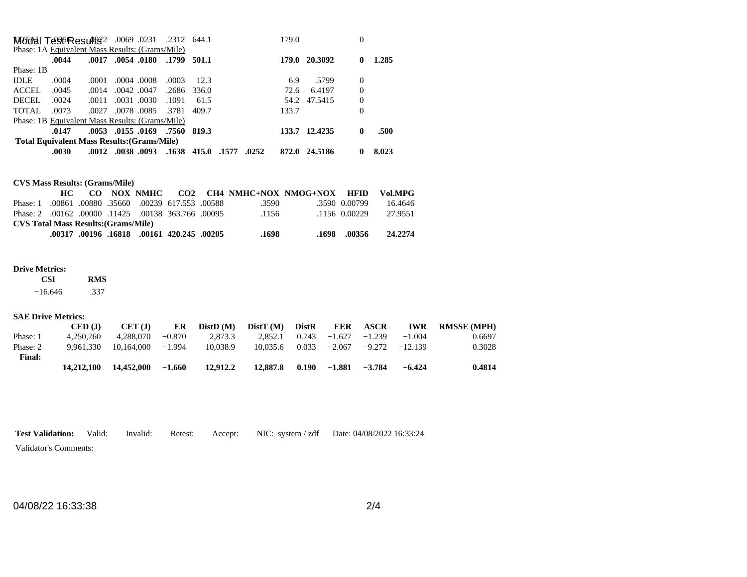# Modal Test Results

| | | | | | | | | | | | | |
|---|---|---|---|---|---|---|---|---|---|---|---|---|
| TOTAL | .0056 | .0022 | .0069 | .0231 | .2312 | 644.1 | | | 179.0 | | 0 | |
| **Phase: 1A Equivalent Mass Results: (Grams/Mile)** | | | | | | | | | | | | |
| | **.0044** | **.0017** | **.0054** | **.0180** | **.1799** | **501.1** | | | **179.0** | **20.3092** | **0** | **1.285** |
| Phase: 1B | | | | | | | | | | | | |
| IDLE | .0004 | .0001 | .0004 | .0008 | .0003 | 12.3 | | | 6.9 | .5799 | 0 | |
| ACCEL | .0045 | .0014 | .0042 | .0047 | .2686 | 336.0 | | | 72.6 | 6.4197 | 0 | |
| DECEL | .0024 | .0011 | .0031 | .0030 | .1091 | 61.5 | | | 54.2 | 47.5415 | 0 | |
| TOTAL | .0073 | .0027 | .0078 | .0085 | .3781 | 409.7 | | | 133.7 | | 0 | |
| **Phase: 1B Equivalent Mass Results: (Grams/Mile)** | | | | | | | | | | | | |
| | **.0147** | **.0053** | **.0155** | **.0169** | **.7560** | **819.3** | | | **133.7** | **12.4235** | **0** | **.500** |
| **Total Equivalent Mass Results:(Grams/Mile)** | | | | | | | | | | | | |
| | **.0030** | **.0012** | **.0038** | **.0093** | **.1638** | **415.0** | **.1577** | **.0252** | **872.0** | **24.5186** | **0** | **8.023** |

**CVS Mass Results: (Grams/Mile)**

| | HC | CO | NOX | NMHC | CO2 | CH4 | NMHC+NOX | NMOG+NOX | HFID | Vol.MPG |
|---|---|---|---|---|---|---|---|---|---|---|
| Phase: 1 | .00861 | .00880 | .35660 | .00239 | 617.553 | .00588 | .3590 | .3590 | 0.00799 | 16.4646 |
| Phase: 2 | .00162 | .00000 | .11425 | .00138 | 363.766 | .00095 | .1156 | .1156 | 0.00229 | 27.9551 |
| **CVS Total Mass Results:(Grams/Mile)** | | | | | | | | | | |
| | **.00317** | **.00196** | **.16818** | **.00161** | **420.245** | **.00205** | **.1698** | **.1698** | **.00356** | **24.2274** |

**Drive Metrics:**

| CSI | RMS |
|---|---|
| −16.646 | .337 |

**SAE Drive Metrics:**

| | CED (J) | CET (J) | ER | DistD (M) | DistT (M) | DistR | EER | ASCR | IWR | RMSSE (MPH) |
|---|---|---|---|---|---|---|---|---|---|---|
| Phase: 1 | 4,250,760 | 4,288,070 | −0.870 | 2,873.3 | 2,852.1 | 0.743 | −1.627 | −1.239 | −1.004 | 0.6697 |
| Phase: 2 | 9,961,330 | 10,164,000 | −1.994 | 10,038.9 | 10,035.6 | 0.033 | −2.067 | −9.272 | −12.139 | 0.3028 |
| **Final:** | **14,212,100** | **14,452,000** | **−1.660** | **12,912.2** | **12,887.8** | **0.190** | **−1.881** | **−3.784** | **−6.424** | **0.4814** |

**Test Validation:** Valid: Invalid: Retest: Accept: NIC: system / zdf Date: 04/08/2022 16:33:24

Validator's Comments:

04/08/22 16:33:38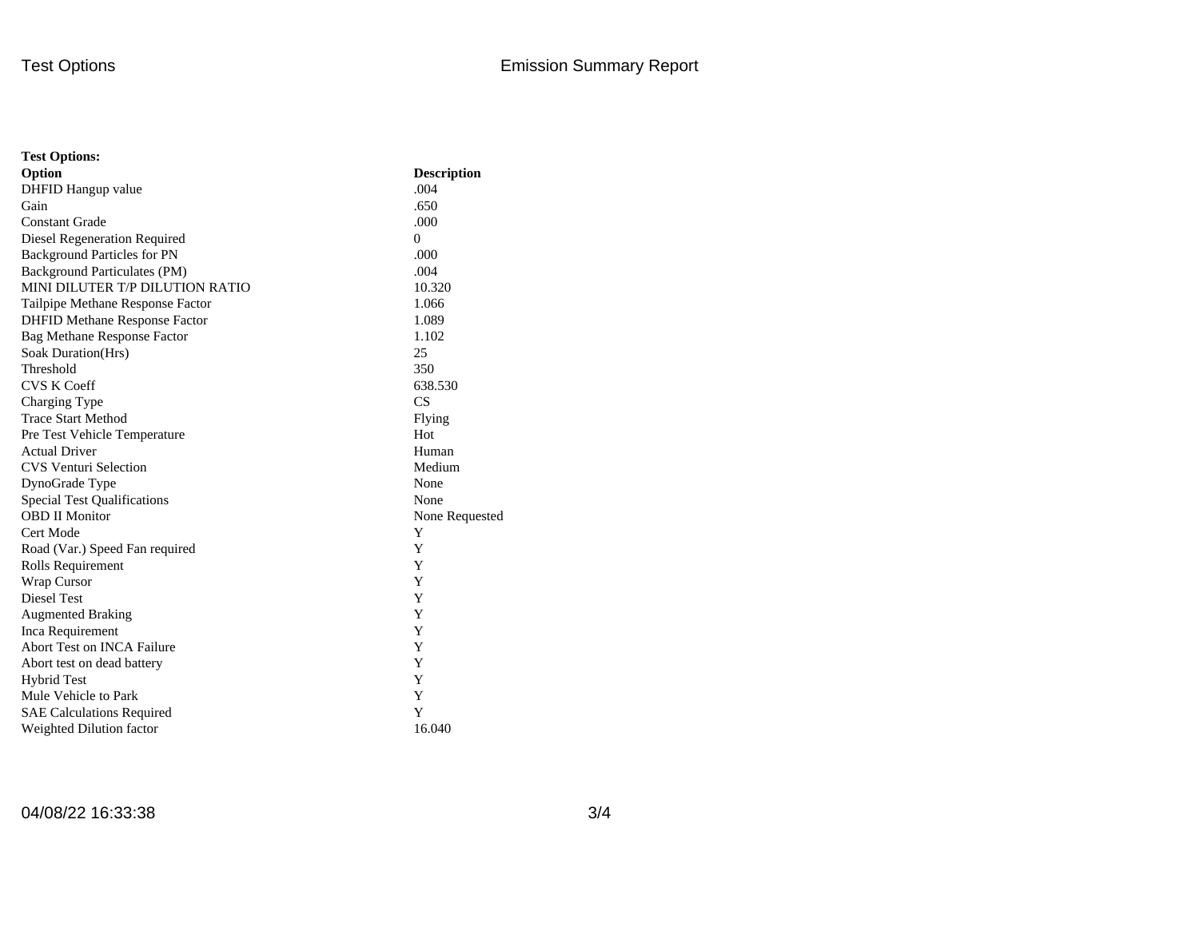**Test Options:**

| **Option** | **Description** |
| --- | --- |
| DHFID Hangup value | .004 |
| Gain | .650 |
| Constant Grade | .000 |
| Diesel Regeneration Required | 0 |
| Background Particles for PN | .000 |
| Background Particulates (PM) | .004 |
| MINI DILUTER T/P DILUTION RATIO | 10.320 |
| Tailpipe Methane Response Factor | 1.066 |
| DHFID Methane Response Factor | 1.089 |
| Bag Methane Response Factor | 1.102 |
| Soak Duration(Hrs) | 25 |
| Threshold | 350 |
| CVS K Coeff | 638.530 |
| Charging Type | CS |
| Trace Start Method | Flying |
| Pre Test Vehicle Temperature | Hot |
| Actual Driver | Human |
| CVS Venturi Selection | Medium |
| DynoGrade Type | None |
| Special Test Qualifications | None |
| OBD II Monitor | None Requested |
| Cert Mode | Y |
| Road (Var.) Speed Fan required | Y |
| Rolls Requirement | Y |
| Wrap Cursor | Y |
| Diesel Test | Y |
| Augmented Braking | Y |
| Inca Requirement | Y |
| Abort Test on INCA Failure | Y |
| Abort test on dead battery | Y |
| Hybrid Test | Y |
| Mule Vehicle to Park | Y |
| SAE Calculations Required | Y |
| Weighted Dilution factor | 16.040 |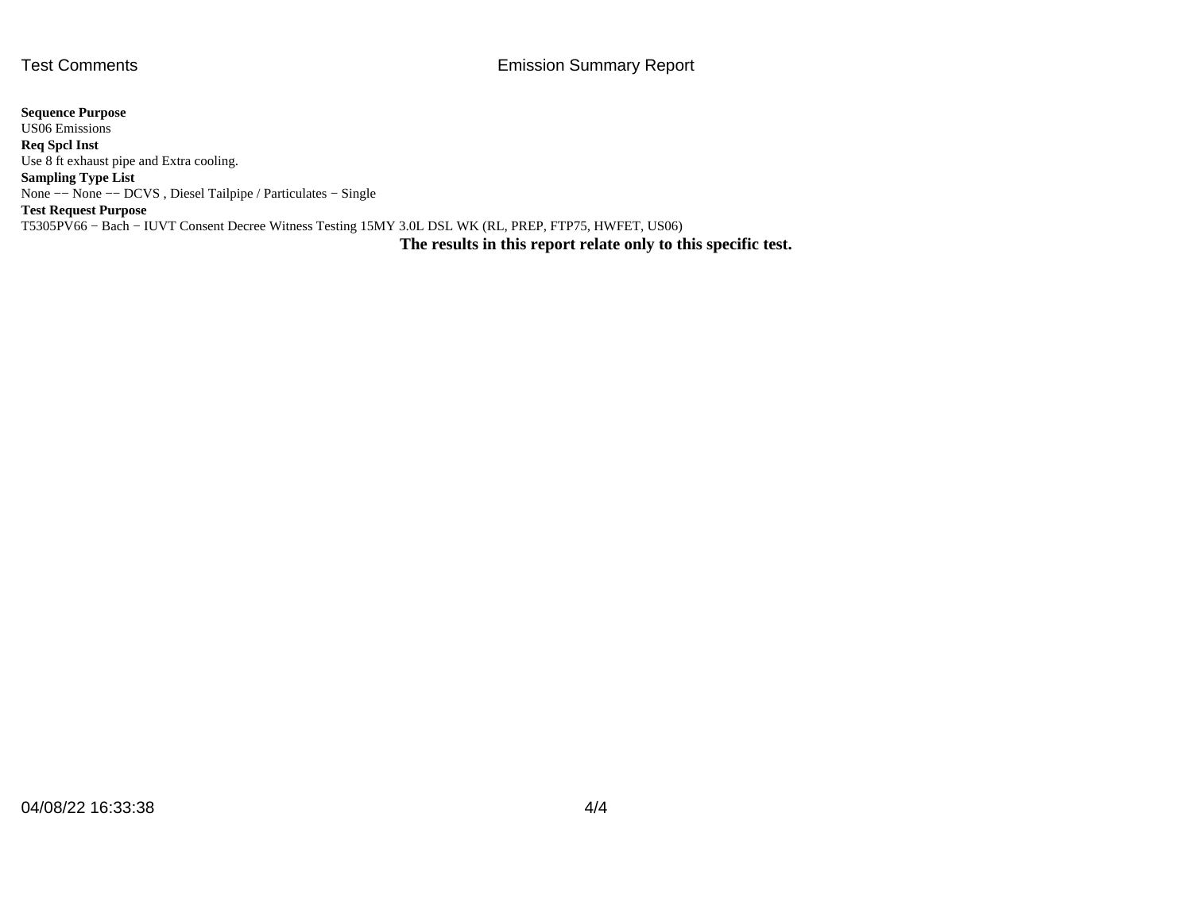Test Comments

Emission Summary Report

**Sequence Purpose**
US06 Emissions
**Req Spcl Inst**
Use 8 ft exhaust pipe and Extra cooling.
**Sampling Type List**
None −− None −− DCVS , Diesel Tailpipe / Particulates − Single
**Test Request Purpose**
T5305PV66 − Bach − IUVT Consent Decree Witness Testing 15MY 3.0L DSL WK (RL, PREP, FTP75, HWFET, US06)

**The results in this report relate only to this specific test.**

04/08/22 16:33:38